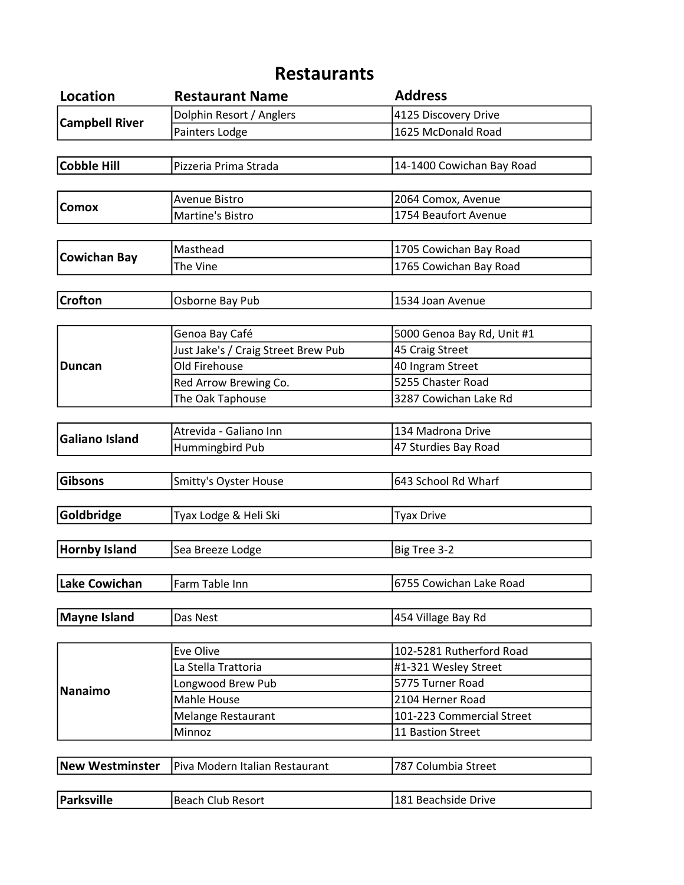# Restaurants

| Location | Restaurant Name | Address |
|---|---|---|
| **Campbell River** | Dolphin Resort / Anglers | 4125 Discovery Drive |
| | Painters Lodge | 1625 McDonald Road |
| **Cobble Hill** | Pizzeria Prima Strada | 14-1400 Cowichan Bay Road |
| **Comox** | Avenue Bistro | 2064 Comox, Avenue |
| | Martine's Bistro | 1754 Beaufort Avenue |
| **Cowichan Bay** | Masthead | 1705 Cowichan Bay Road |
| | The Vine | 1765 Cowichan Bay Road |
| **Crofton** | Osborne Bay Pub | 1534 Joan Avenue |
| **Duncan** | Genoa Bay Café | 5000 Genoa Bay Rd, Unit #1 |
| | Just Jake's / Craig Street Brew Pub | 45 Craig Street |
| | Old Firehouse | 40 Ingram Street |
| | Red Arrow Brewing Co. | 5255 Chaster Road |
| | The Oak Taphouse | 3287 Cowichan Lake Rd |
| **Galiano Island** | Atrevida - Galiano Inn | 134 Madrona Drive |
| | Hummingbird Pub | 47 Sturdies Bay Road |
| **Gibsons** | Smitty's Oyster House | 643 School Rd Wharf |
| **Goldbridge** | Tyax Lodge & Heli Ski | Tyax Drive |
| **Hornby Island** | Sea Breeze Lodge | Big Tree 3-2 |
| **Lake Cowichan** | Farm Table Inn | 6755 Cowichan Lake Road |
| **Mayne Island** | Das Nest | 454 Village Bay Rd |
| **Nanaimo** | Eve Olive | 102-5281 Rutherford Road |
| | La Stella Trattoria | #1-321 Wesley Street |
| | Longwood Brew Pub | 5775 Turner Road |
| | Mahle House | 2104 Herner Road |
| | Melange Restaurant | 101-223 Commercial Street |
| | Minnoz | 11 Bastion Street |
| **New Westminster** | Piva Modern Italian Restaurant | 787 Columbia Street |
| **Parksville** | Beach Club Resort | 181 Beachside Drive |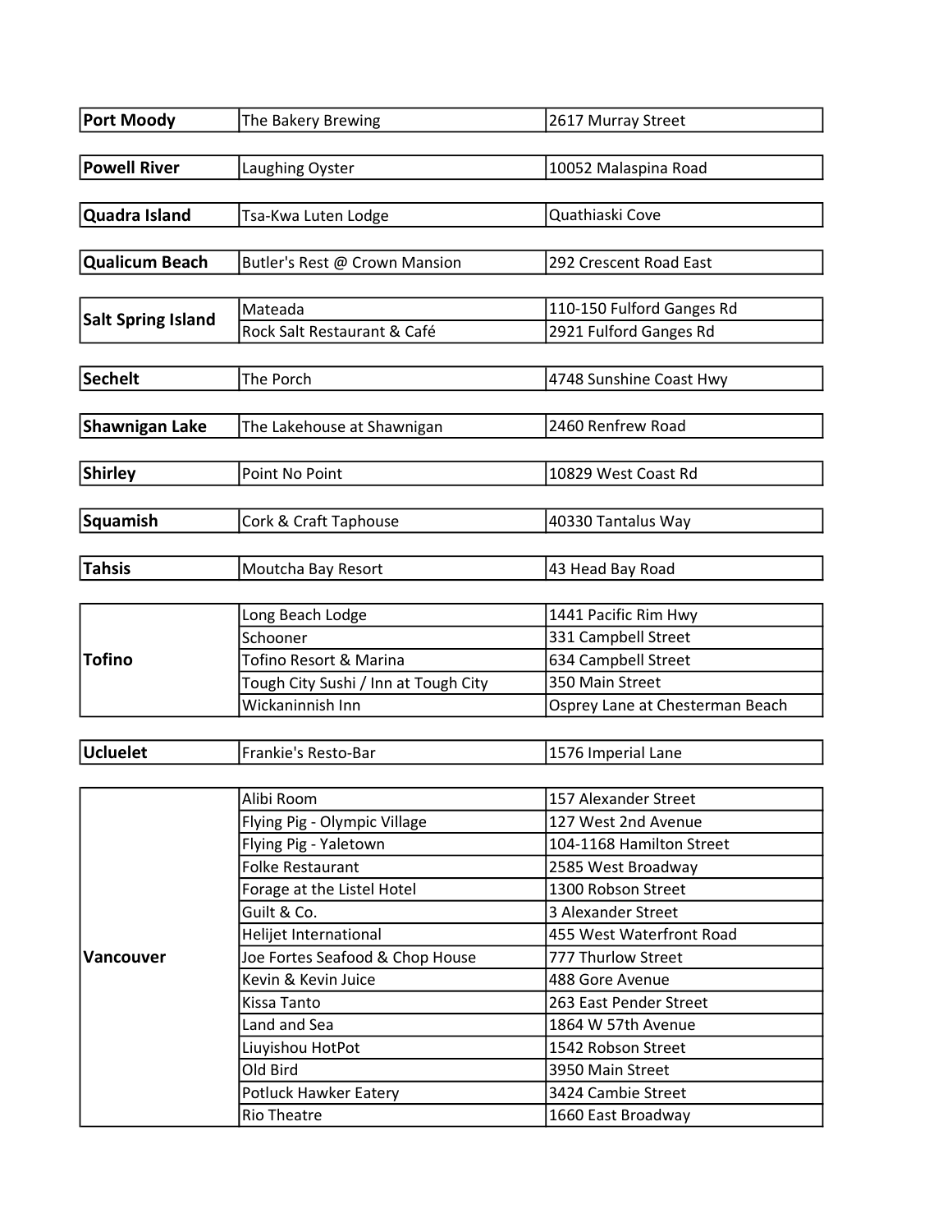| | | |
|---|---|---|
| **Port Moody** | The Bakery Brewing | 2617 Murray Street |
| **Powell River** | Laughing Oyster | 10052 Malaspina Road |
| **Quadra Island** | Tsa-Kwa Luten Lodge | Quathiaski Cove |
| **Qualicum Beach** | Butler's Rest @ Crown Mansion | 292 Crescent Road East |
| **Salt Spring Island** | Mateada | 110-150 Fulford Ganges Rd |
| | Rock Salt Restaurant & Café | 2921 Fulford Ganges Rd |
| **Sechelt** | The Porch | 4748 Sunshine Coast Hwy |
| **Shawnigan Lake** | The Lakehouse at Shawnigan | 2460 Renfrew Road |
| **Shirley** | Point No Point | 10829 West Coast Rd |
| **Squamish** | Cork & Craft Taphouse | 40330 Tantalus Way |
| **Tahsis** | Moutcha Bay Resort | 43 Head Bay Road |
| **Tofino** | Long Beach Lodge | 1441 Pacific Rim Hwy |
| | Schooner | 331 Campbell Street |
| | Tofino Resort & Marina | 634 Campbell Street |
| | Tough City Sushi / Inn at Tough City | 350 Main Street |
| | Wickaninnish Inn | Osprey Lane at Chesterman Beach |
| **Ucluelet** | Frankie's Resto-Bar | 1576 Imperial Lane |
| **Vancouver** | Alibi Room | 157 Alexander Street |
| | Flying Pig - Olympic Village | 127 West 2nd Avenue |
| | Flying Pig - Yaletown | 104-1168 Hamilton Street |
| | Folke Restaurant | 2585 West Broadway |
| | Forage at the Listel Hotel | 1300 Robson Street |
| | Guilt & Co. | 3 Alexander Street |
| | Helijet International | 455 West Waterfront Road |
| | Joe Fortes Seafood & Chop House | 777 Thurlow Street |
| | Kevin & Kevin Juice | 488 Gore Avenue |
| | Kissa Tanto | 263 East Pender Street |
| | Land and Sea | 1864 W 57th Avenue |
| | Liuyishou HotPot | 1542 Robson Street |
| | Old Bird | 3950 Main Street |
| | Potluck Hawker Eatery | 3424 Cambie Street |
| | Rio Theatre | 1660 East Broadway |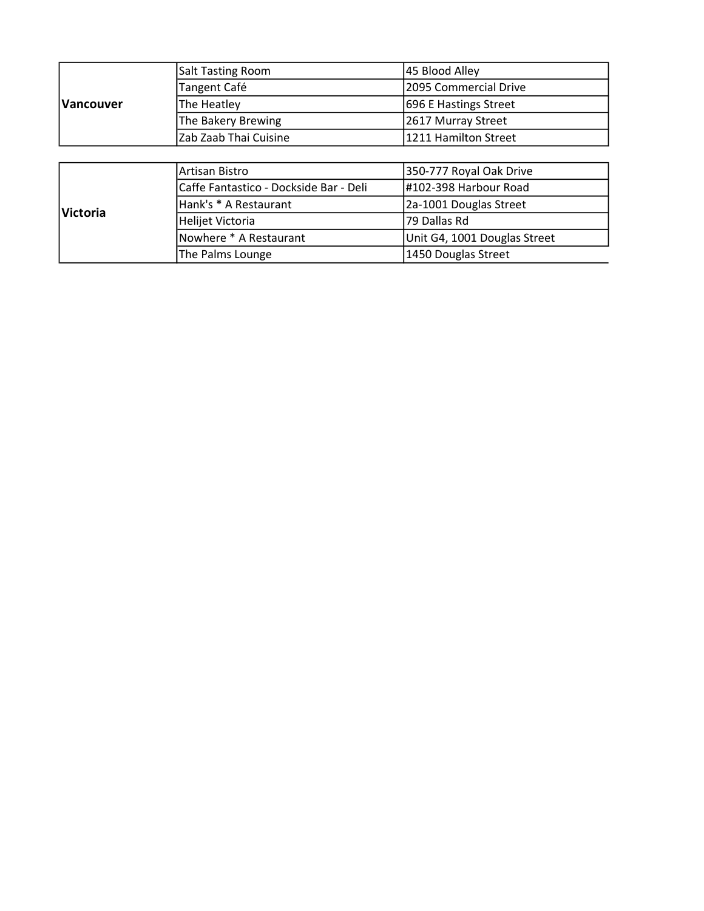| | | |
|---|---|---|
| **Vancouver** | Salt Tasting Room | 45 Blood Alley |
| | Tangent Café | 2095 Commercial Drive |
| | The Heatley | 696 E Hastings Street |
| | The Bakery Brewing | 2617 Murray Street |
| | Zab Zaab Thai Cuisine | 1211 Hamilton Street |

| | | |
|---|---|---|
| **Victoria** | Artisan Bistro | 350-777 Royal Oak Drive |
| | Caffe Fantastico - Dockside Bar - Deli | #102-398 Harbour Road |
| | Hank's * A Restaurant | 2a-1001 Douglas Street |
| | Helijet Victoria | 79 Dallas Rd |
| | Nowhere * A Restaurant | Unit G4, 1001 Douglas Street |
| | The Palms Lounge | 1450 Douglas Street |